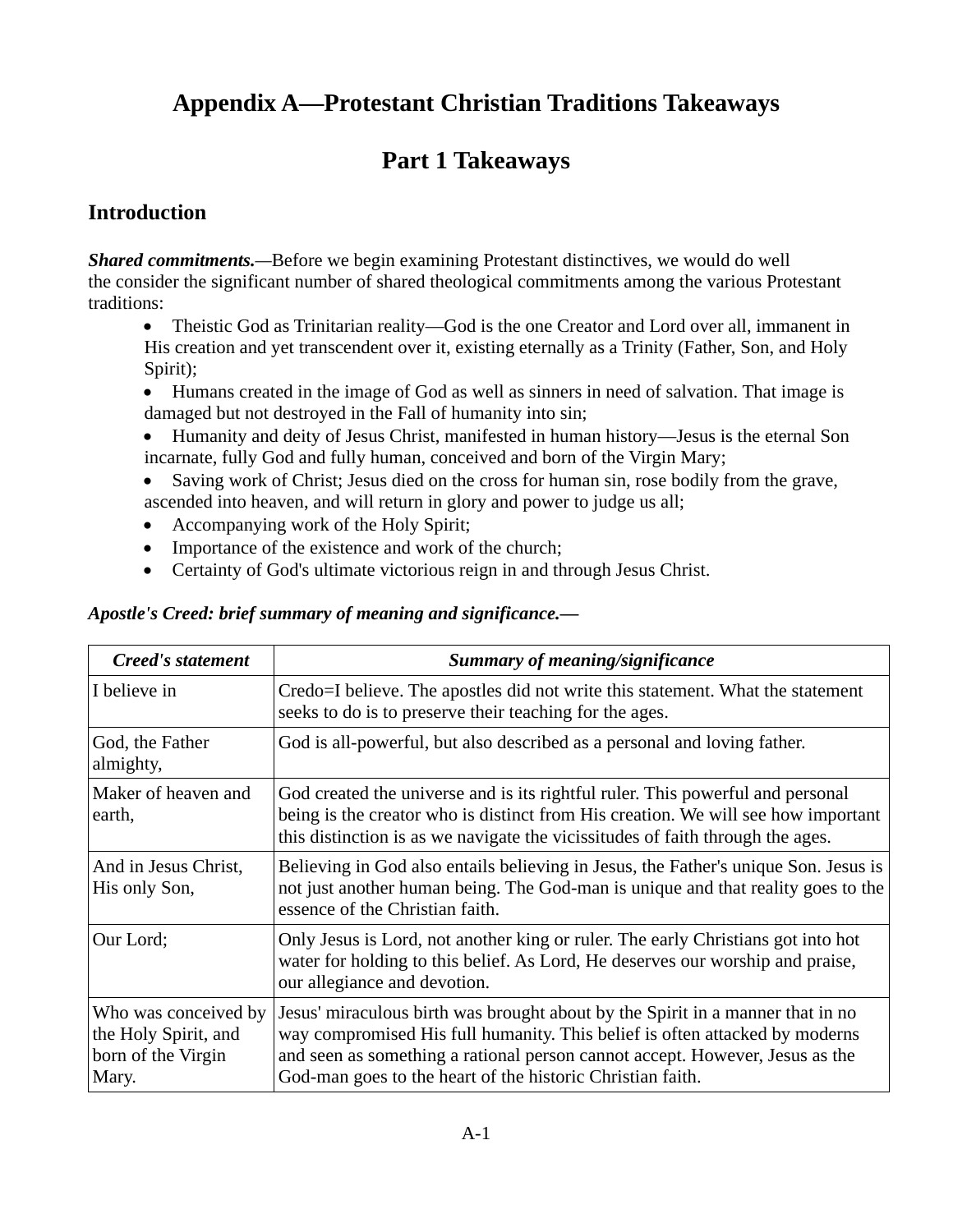# Appendix A—Protestant Christian Traditions Takeaways

## Part 1 Takeaways

### Introduction

***Shared commitments.***—Before we begin examining Protestant distinctives, we would do well the consider the significant number of shared theological commitments among the various Protestant traditions:

- Theistic God as Trinitarian reality—God is the one Creator and Lord over all, immanent in His creation and yet transcendent over it, existing eternally as a Trinity (Father, Son, and Holy Spirit);
- Humans created in the image of God as well as sinners in need of salvation. That image is damaged but not destroyed in the Fall of humanity into sin;
- Humanity and deity of Jesus Christ, manifested in human history—Jesus is the eternal Son incarnate, fully God and fully human, conceived and born of the Virgin Mary;
- Saving work of Christ; Jesus died on the cross for human sin, rose bodily from the grave, ascended into heaven, and will return in glory and power to judge us all;
- Accompanying work of the Holy Spirit;
- Importance of the existence and work of the church;
- Certainty of God's ultimate victorious reign in and through Jesus Christ.

***Apostle's Creed: brief summary of meaning and significance.—***

| *Creed's statement* | *Summary of meaning/significance* |
|---|---|
| I believe in | Credo=I believe. The apostles did not write this statement. What the statement seeks to do is to preserve their teaching for the ages. |
| God, the Father almighty, | God is all-powerful, but also described as a personal and loving father. |
| Maker of heaven and earth, | God created the universe and is its rightful ruler. This powerful and personal being is the creator who is distinct from His creation. We will see how important this distinction is as we navigate the vicissitudes of faith through the ages. |
| And in Jesus Christ, His only Son, | Believing in God also entails believing in Jesus, the Father's unique Son. Jesus is not just another human being. The God-man is unique and that reality goes to the essence of the Christian faith. |
| Our Lord; | Only Jesus is Lord, not another king or ruler. The early Christians got into hot water for holding to this belief. As Lord, He deserves our worship and praise, our allegiance and devotion. |
| Who was conceived by the Holy Spirit, and born of the Virgin Mary. | Jesus' miraculous birth was brought about by the Spirit in a manner that in no way compromised His full humanity. This belief is often attacked by moderns and seen as something a rational person cannot accept. However, Jesus as the God-man goes to the heart of the historic Christian faith. |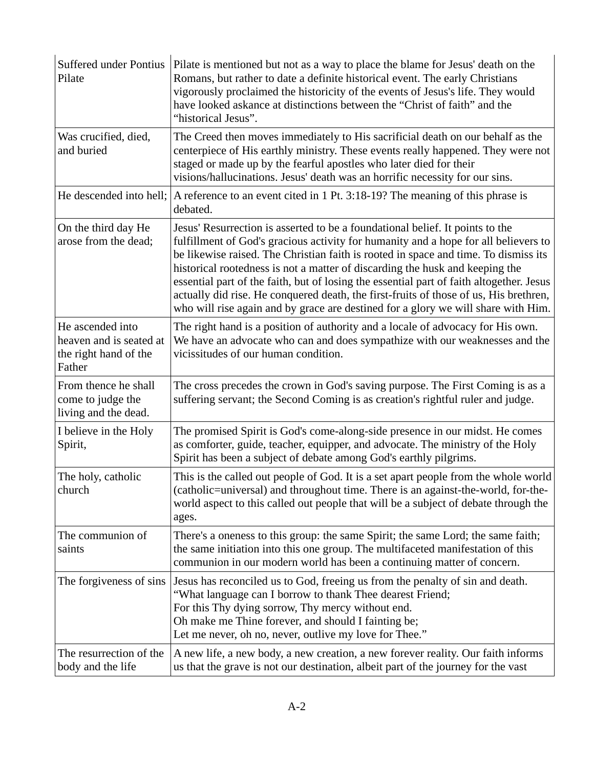| | |
|---|---|
| Suffered under Pontius Pilate | Pilate is mentioned but not as a way to place the blame for Jesus' death on the Romans, but rather to date a definite historical event. The early Christians vigorously proclaimed the historicity of the events of Jesus's life. They would have looked askance at distinctions between the "Christ of faith" and the "historical Jesus". |
| Was crucified, died, and buried | The Creed then moves immediately to His sacrificial death on our behalf as the centerpiece of His earthly ministry. These events really happened. They were not staged or made up by the fearful apostles who later died for their visions/hallucinations. Jesus' death was an horrific necessity for our sins. |
| He descended into hell; | A reference to an event cited in 1 Pt. 3:18-19? The meaning of this phrase is debated. |
| On the third day He arose from the dead; | Jesus' Resurrection is asserted to be a foundational belief. It points to the fulfillment of God's gracious activity for humanity and a hope for all believers to be likewise raised. The Christian faith is rooted in space and time. To dismiss its historical rootedness is not a matter of discarding the husk and keeping the essential part of the faith, but of losing the essential part of faith altogether. Jesus actually did rise. He conquered death, the first-fruits of those of us, His brethren, who will rise again and by grace are destined for a glory we will share with Him. |
| He ascended into heaven and is seated at the right hand of the Father | The right hand is a position of authority and a locale of advocacy for His own. We have an advocate who can and does sympathize with our weaknesses and the vicissitudes of our human condition. |
| From thence he shall come to judge the living and the dead. | The cross precedes the crown in God's saving purpose. The First Coming is as a suffering servant; the Second Coming is as creation's rightful ruler and judge. |
| I believe in the Holy Spirit, | The promised Spirit is God's come-along-side presence in our midst. He comes as comforter, guide, teacher, equipper, and advocate. The ministry of the Holy Spirit has been a subject of debate among God's earthly pilgrims. |
| The holy, catholic church | This is the called out people of God. It is a set apart people from the whole world (catholic=universal) and throughout time. There is an against-the-world, for-the-world aspect to this called out people that will be a subject of debate through the ages. |
| The communion of saints | There's a oneness to this group: the same Spirit; the same Lord; the same faith; the same initiation into this one group. The multifaceted manifestation of this communion in our modern world has been a continuing matter of concern. |
| The forgiveness of sins | Jesus has reconciled us to God, freeing us from the penalty of sin and death.<br>"What language can I borrow to thank Thee dearest Friend;<br>For this Thy dying sorrow, Thy mercy without end.<br>Oh make me Thine forever, and should I fainting be;<br>Let me never, oh no, never, outlive my love for Thee." |
| The resurrection of the body and the life | A new life, a new body, a new creation, a new forever reality. Our faith informs us that the grave is not our destination, albeit part of the journey for the vast |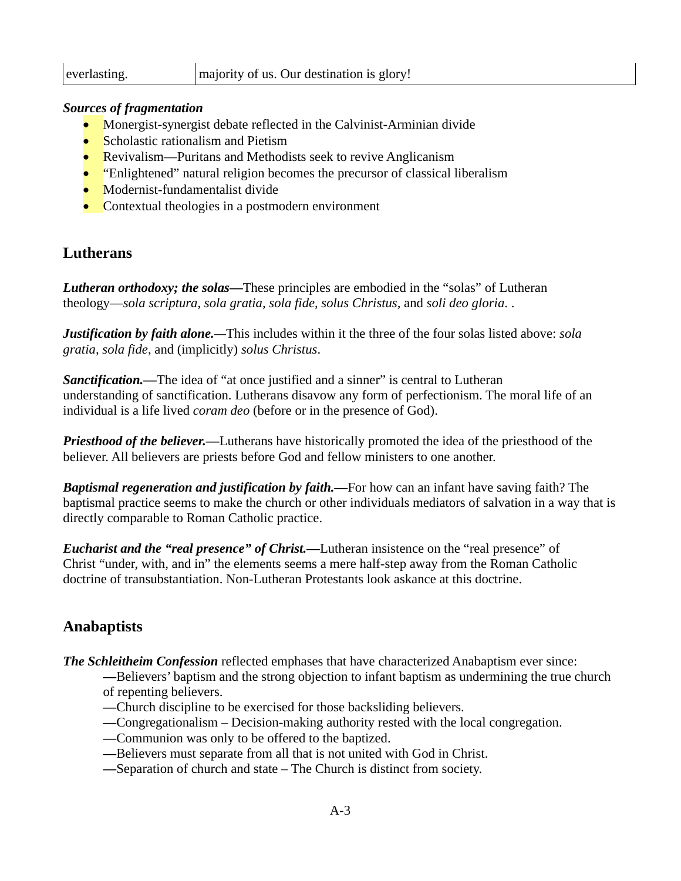| everlasting. | majority of us. Our destination is glory! |
|---|---|

***Sources of fragmentation***

- Monergist-synergist debate reflected in the Calvinist-Arminian divide
- Scholastic rationalism and Pietism
- Revivalism—Puritans and Methodists seek to revive Anglicanism
- “Enlightened” natural religion becomes the precursor of classical liberalism
- Modernist-fundamentalist divide
- Contextual theologies in a postmodern environment

## Lutherans

***Lutheran orthodoxy; the solas—***These principles are embodied in the “solas” of Lutheran theology—*sola scriptura, sola gratia, sola fide, solus Christus,* and *soli deo gloria*. .

***Justification by faith alone.***—This includes within it the three of the four solas listed above: *sola gratia, sola fide*, and (implicitly) *solus Christus*.

***Sanctification.—***The idea of “at once justified and a sinner” is central to Lutheran understanding of sanctification. Lutherans disavow any form of perfectionism. The moral life of an individual is a life lived *coram deo* (before or in the presence of God).

***Priesthood of the believer.—***Lutherans have historically promoted the idea of the priesthood of the believer. All believers are priests before God and fellow ministers to one another.

***Baptismal regeneration and justification by faith.—***For how can an infant have saving faith? The baptismal practice seems to make the church or other individuals mediators of salvation in a way that is directly comparable to Roman Catholic practice.

***Eucharist and the “real presence” of Christ.—***Lutheran insistence on the “real presence” of Christ “under, with, and in” the elements seems a mere half-step away from the Roman Catholic doctrine of transubstantiation. Non-Lutheran Protestants look askance at this doctrine.

## Anabaptists

***The Schleitheim Confession*** reflected emphases that have characterized Anabaptism ever since:

—Believers’ baptism and the strong objection to infant baptism as undermining the true church of repenting believers.
—Church discipline to be exercised for those backsliding believers.
—Congregationalism – Decision-making authority rested with the local congregation.
—Communion was only to be offered to the baptized.
—Believers must separate from all that is not united with God in Christ.
—Separation of church and state – The Church is distinct from society.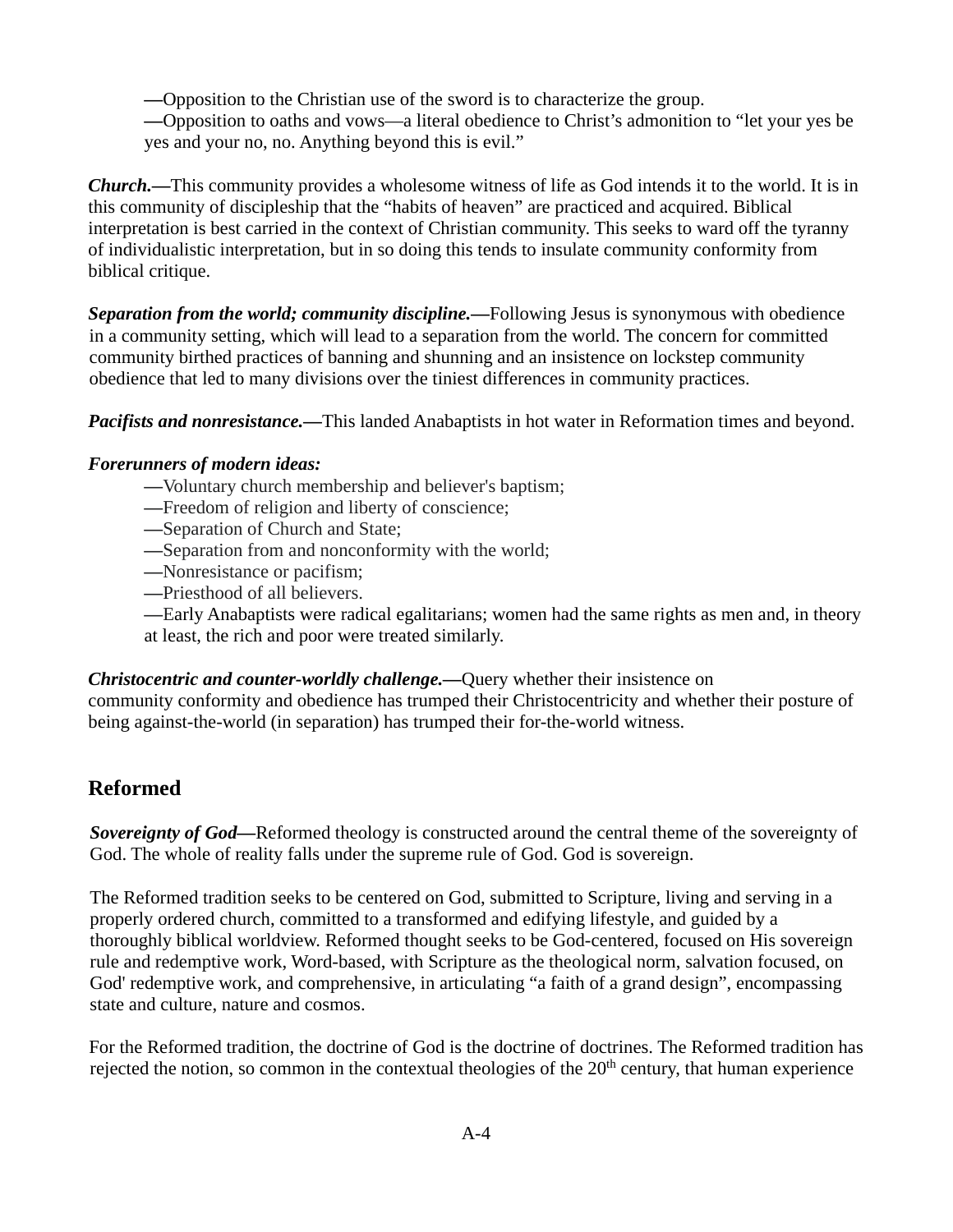—Opposition to the Christian use of the sword is to characterize the group.

—Opposition to oaths and vows—a literal obedience to Christ's admonition to "let your yes be yes and your no, no. Anything beyond this is evil."

***Church.—***This community provides a wholesome witness of life as God intends it to the world. It is in this community of discipleship that the "habits of heaven" are practiced and acquired. Biblical interpretation is best carried in the context of Christian community. This seeks to ward off the tyranny of individualistic interpretation, but in so doing this tends to insulate community conformity from biblical critique.

***Separation from the world; community discipline.—***Following Jesus is synonymous with obedience in a community setting, which will lead to a separation from the world. The concern for committed community birthed practices of banning and shunning and an insistence on lockstep community obedience that led to many divisions over the tiniest differences in community practices.

***Pacifists and nonresistance.—***This landed Anabaptists in hot water in Reformation times and beyond.

***Forerunners of modern ideas:***

—Voluntary church membership and believer's baptism;

—Freedom of religion and liberty of conscience;

—Separation of Church and State;

—Separation from and nonconformity with the world;

—Nonresistance or pacifism;

—Priesthood of all believers.

—Early Anabaptists were radical egalitarians; women had the same rights as men and, in theory at least, the rich and poor were treated similarly.

***Christocentric and counter-worldly challenge.—***Query whether their insistence on community conformity and obedience has trumped their Christocentricity and whether their posture of being against-the-world (in separation) has trumped their for-the-world witness.

## Reformed

***Sovereignty of God—***Reformed theology is constructed around the central theme of the sovereignty of God. The whole of reality falls under the supreme rule of God. God is sovereign.

The Reformed tradition seeks to be centered on God, submitted to Scripture, living and serving in a properly ordered church, committed to a transformed and edifying lifestyle, and guided by a thoroughly biblical worldview. Reformed thought seeks to be God-centered, focused on His sovereign rule and redemptive work, Word-based, with Scripture as the theological norm, salvation focused, on God' redemptive work, and comprehensive, in articulating "a faith of a grand design", encompassing state and culture, nature and cosmos.

For the Reformed tradition, the doctrine of God is the doctrine of doctrines. The Reformed tradition has rejected the notion, so common in the contextual theologies of the 20th century, that human experience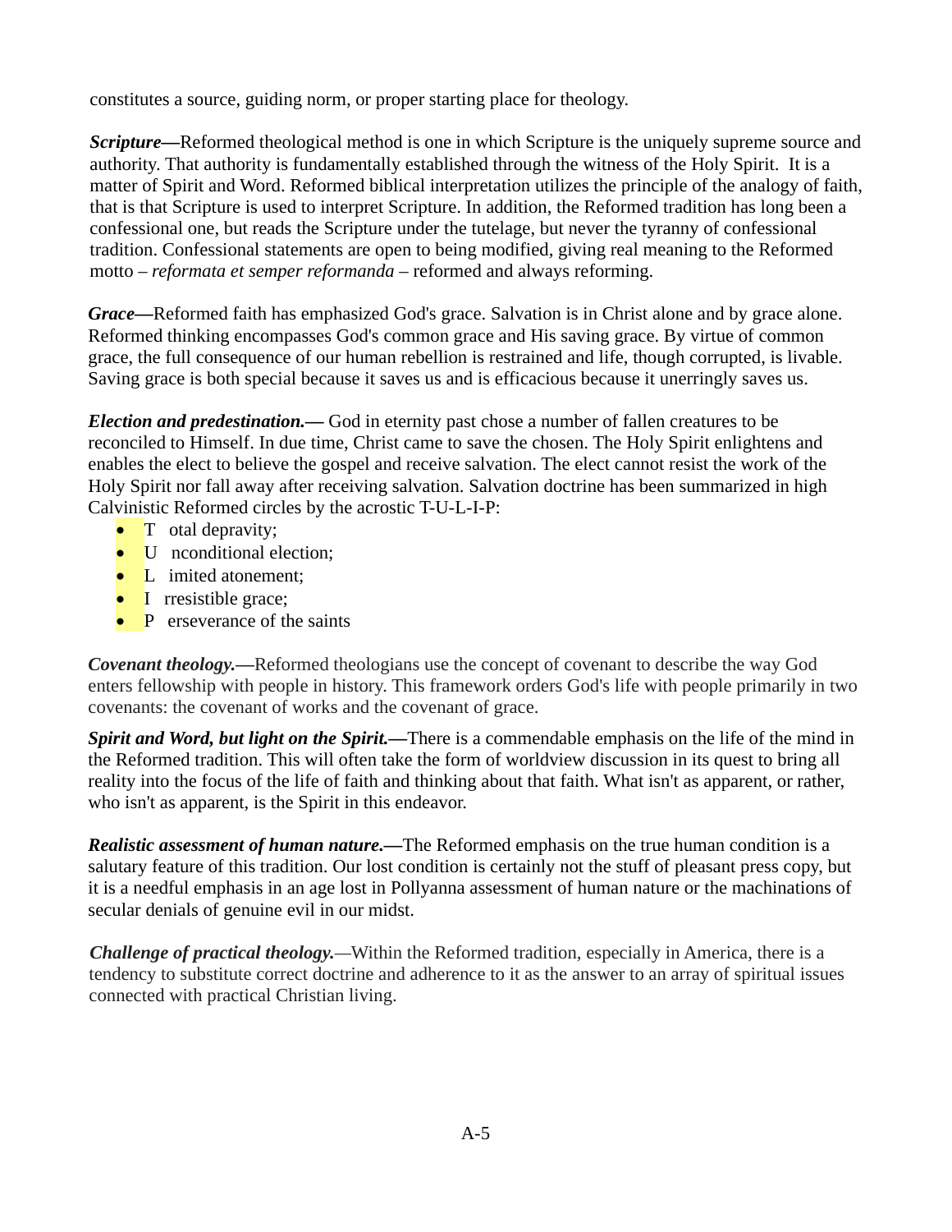constitutes a source, guiding norm, or proper starting place for theology.

***Scripture—***Reformed theological method is one in which Scripture is the uniquely supreme source and authority. That authority is fundamentally established through the witness of the Holy Spirit. It is a matter of Spirit and Word. Reformed biblical interpretation utilizes the principle of the analogy of faith, that is that Scripture is used to interpret Scripture. In addition, the Reformed tradition has long been a confessional one, but reads the Scripture under the tutelage, but never the tyranny of confessional tradition. Confessional statements are open to being modified, giving real meaning to the Reformed motto – *reformata et semper reformanda* – reformed and always reforming.

***Grace—***Reformed faith has emphasized God's grace. Salvation is in Christ alone and by grace alone. Reformed thinking encompasses God's common grace and His saving grace. By virtue of common grace, the full consequence of our human rebellion is restrained and life, though corrupted, is livable. Saving grace is both special because it saves us and is efficacious because it unerringly saves us.

***Election and predestination.—*** God in eternity past chose a number of fallen creatures to be reconciled to Himself. In due time, Christ came to save the chosen. The Holy Spirit enlightens and enables the elect to believe the gospel and receive salvation. The elect cannot resist the work of the Holy Spirit nor fall away after receiving salvation. Salvation doctrine has been summarized in high Calvinistic Reformed circles by the acrostic T-U-L-I-P:

- T otal depravity;
- U nconditional election;
- L imited atonement;
- I rresistible grace;
- P erseverance of the saints

***Covenant theology.—***Reformed theologians use the concept of covenant to describe the way God enters fellowship with people in history. This framework orders God's life with people primarily in two covenants: the covenant of works and the covenant of grace.

***Spirit and Word, but light on the Spirit.—***There is a commendable emphasis on the life of the mind in the Reformed tradition. This will often take the form of worldview discussion in its quest to bring all reality into the focus of the life of faith and thinking about that faith. What isn't as apparent, or rather, who isn't as apparent, is the Spirit in this endeavor.

***Realistic assessment of human nature.—***The Reformed emphasis on the true human condition is a salutary feature of this tradition. Our lost condition is certainly not the stuff of pleasant press copy, but it is a needful emphasis in an age lost in Pollyanna assessment of human nature or the machinations of secular denials of genuine evil in our midst.

***Challenge of practical theology.***—Within the Reformed tradition, especially in America, there is a tendency to substitute correct doctrine and adherence to it as the answer to an array of spiritual issues connected with practical Christian living.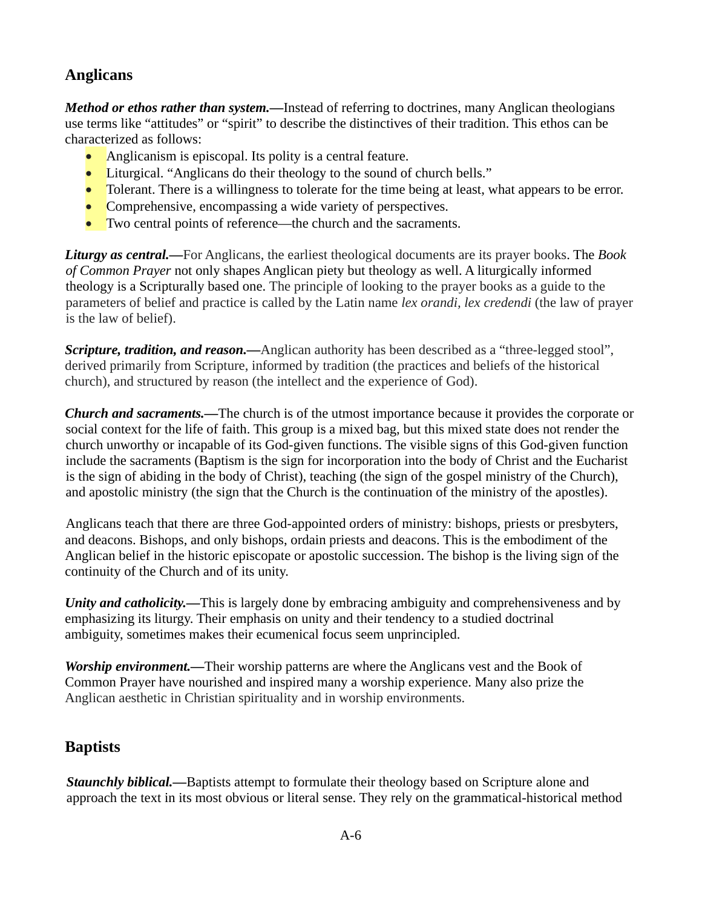## Anglicans

***Method or ethos rather than system.***—Instead of referring to doctrines, many Anglican theologians use terms like "attitudes" or "spirit" to describe the distinctives of their tradition. This ethos can be characterized as follows:

- Anglicanism is episcopal. Its polity is a central feature.
- Liturgical. "Anglicans do their theology to the sound of church bells."
- Tolerant. There is a willingness to tolerate for the time being at least, what appears to be error.
- Comprehensive, encompassing a wide variety of perspectives.
- Two central points of reference—the church and the sacraments.

***Liturgy as central.***—For Anglicans, the earliest theological documents are its prayer books. The *Book of Common Prayer* not only shapes Anglican piety but theology as well. A liturgically informed theology is a Scripturally based one. The principle of looking to the prayer books as a guide to the parameters of belief and practice is called by the Latin name *lex orandi, lex credendi* (the law of prayer is the law of belief).

***Scripture, tradition, and reason.***—Anglican authority has been described as a "three-legged stool", derived primarily from Scripture, informed by tradition (the practices and beliefs of the historical church), and structured by reason (the intellect and the experience of God).

***Church and sacraments.***—The church is of the utmost importance because it provides the corporate or social context for the life of faith. This group is a mixed bag, but this mixed state does not render the church unworthy or incapable of its God-given functions. The visible signs of this God-given function include the sacraments (Baptism is the sign for incorporation into the body of Christ and the Eucharist is the sign of abiding in the body of Christ), teaching (the sign of the gospel ministry of the Church), and apostolic ministry (the sign that the Church is the continuation of the ministry of the apostles).

Anglicans teach that there are three God-appointed orders of ministry: bishops, priests or presbyters, and deacons. Bishops, and only bishops, ordain priests and deacons. This is the embodiment of the Anglican belief in the historic episcopate or apostolic succession. The bishop is the living sign of the continuity of the Church and of its unity.

***Unity and catholicity.***—This is largely done by embracing ambiguity and comprehensiveness and by emphasizing its liturgy. Their emphasis on unity and their tendency to a studied doctrinal ambiguity, sometimes makes their ecumenical focus seem unprincipled.

***Worship environment.***—Their worship patterns are where the Anglicans vest and the Book of Common Prayer have nourished and inspired many a worship experience. Many also prize the Anglican aesthetic in Christian spirituality and in worship environments.

## Baptists

***Staunchly biblical.***—Baptists attempt to formulate their theology based on Scripture alone and approach the text in its most obvious or literal sense. They rely on the grammatical-historical method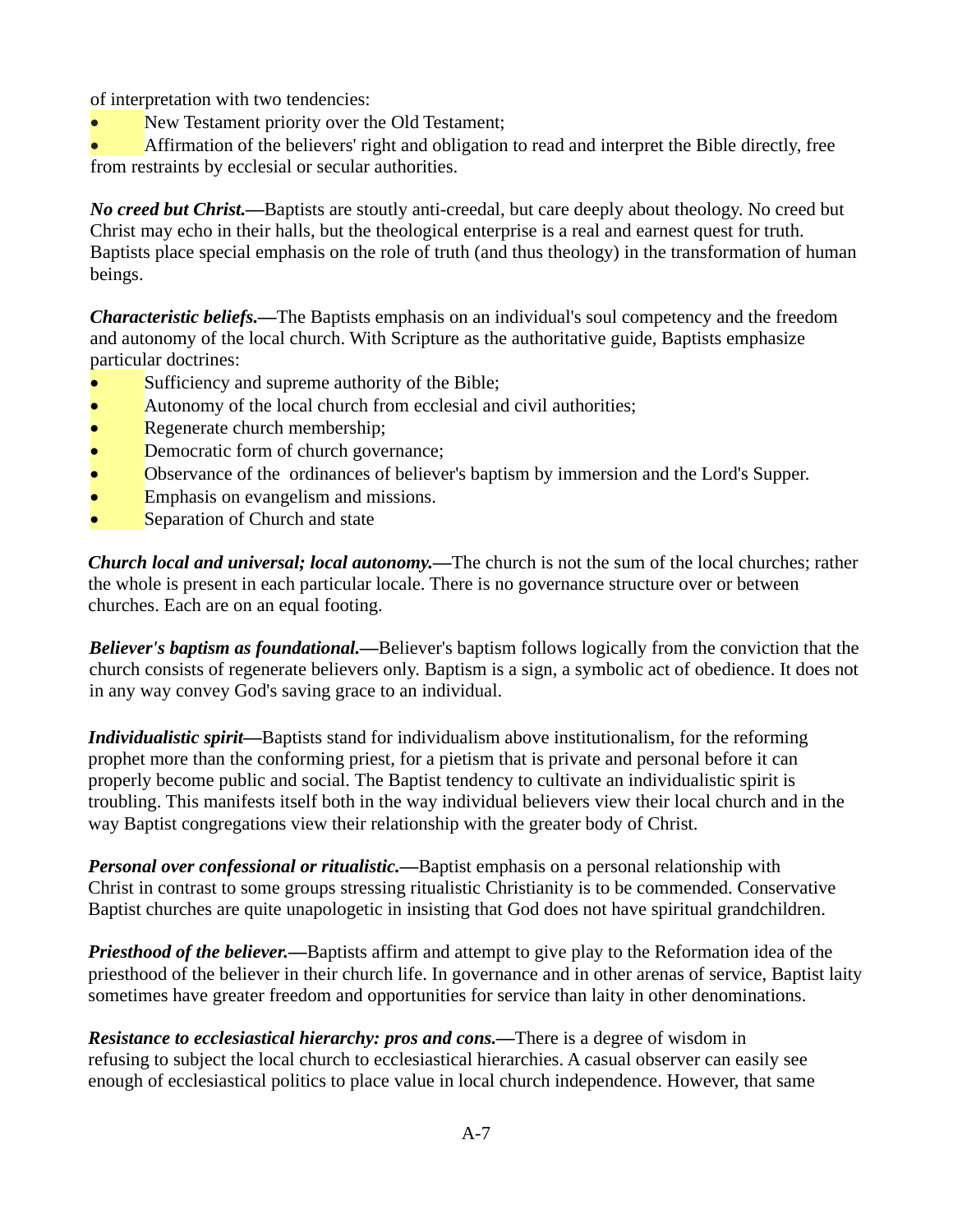of interpretation with two tendencies:

- New Testament priority over the Old Testament;
- Affirmation of the believers' right and obligation to read and interpret the Bible directly, free from restraints by ecclesial or secular authorities.

***No creed but Christ.*—**Baptists are stoutly anti-creedal, but care deeply about theology. No creed but Christ may echo in their halls, but the theological enterprise is a real and earnest quest for truth. Baptists place special emphasis on the role of truth (and thus theology) in the transformation of human beings.

***Characteristic beliefs.*—**The Baptists emphasis on an individual's soul competency and the freedom and autonomy of the local church. With Scripture as the authoritative guide, Baptists emphasize particular doctrines:

- Sufficiency and supreme authority of the Bible;
- Autonomy of the local church from ecclesial and civil authorities;
- Regenerate church membership;
- Democratic form of church governance;
- Observance of the ordinances of believer's baptism by immersion and the Lord's Supper.
- Emphasis on evangelism and missions.
- Separation of Church and state

***Church local and universal; local autonomy.*—**The church is not the sum of the local churches; rather the whole is present in each particular locale. There is no governance structure over or between churches. Each are on an equal footing.

***Believer's baptism as foundational.*—**Believer's baptism follows logically from the conviction that the church consists of regenerate believers only. Baptism is a sign, a symbolic act of obedience. It does not in any way convey God's saving grace to an individual.

***Individualistic spirit*—**Baptists stand for individualism above institutionalism, for the reforming prophet more than the conforming priest, for a pietism that is private and personal before it can properly become public and social. The Baptist tendency to cultivate an individualistic spirit is troubling. This manifests itself both in the way individual believers view their local church and in the way Baptist congregations view their relationship with the greater body of Christ.

***Personal over confessional or ritualistic.*—**Baptist emphasis on a personal relationship with Christ in contrast to some groups stressing ritualistic Christianity is to be commended. Conservative Baptist churches are quite unapologetic in insisting that God does not have spiritual grandchildren.

***Priesthood of the believer.*—**Baptists affirm and attempt to give play to the Reformation idea of the priesthood of the believer in their church life. In governance and in other arenas of service, Baptist laity sometimes have greater freedom and opportunities for service than laity in other denominations.

***Resistance to ecclesiastical hierarchy: pros and cons.*—**There is a degree of wisdom in refusing to subject the local church to ecclesiastical hierarchies. A casual observer can easily see enough of ecclesiastical politics to place value in local church independence. However, that same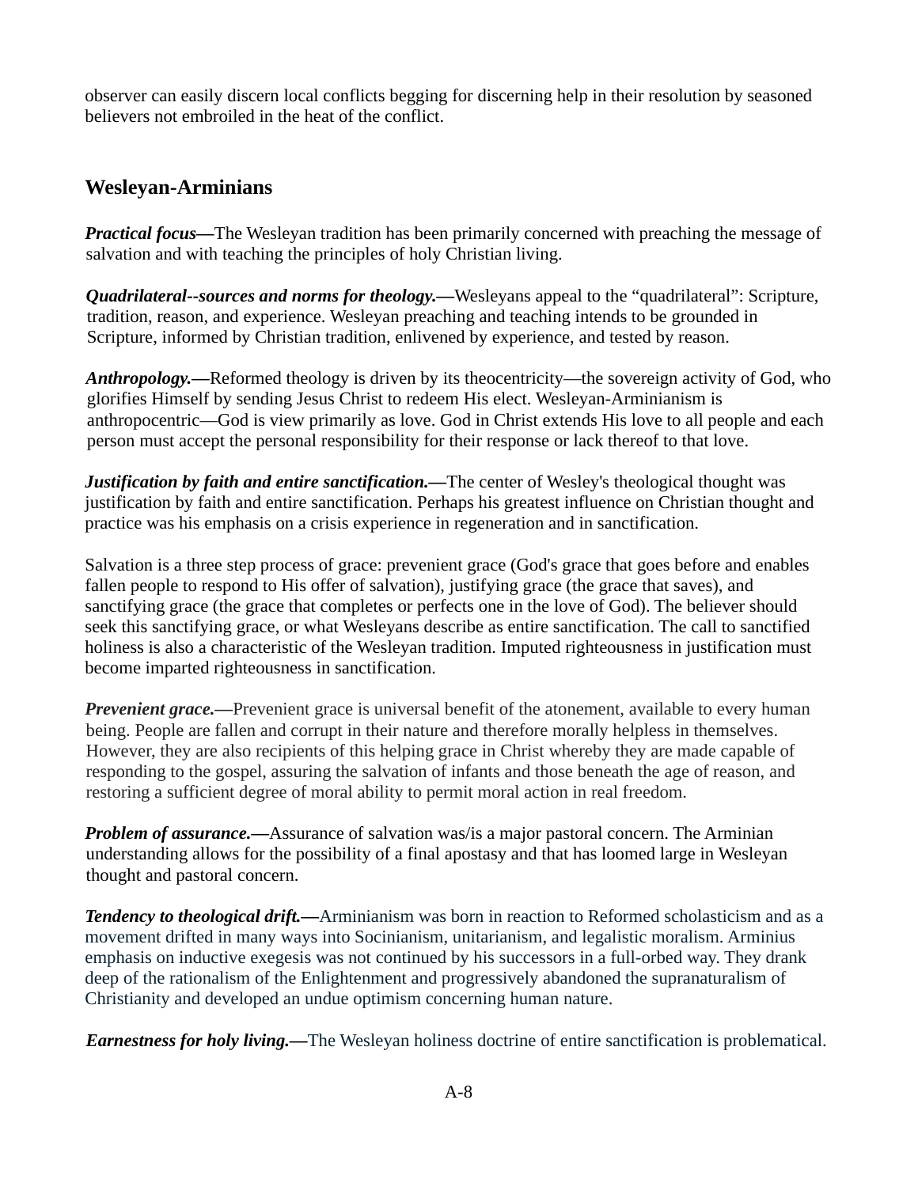observer can easily discern local conflicts begging for discerning help in their resolution by seasoned believers not embroiled in the heat of the conflict.

## Wesleyan-Arminians

***Practical focus*****—**The Wesleyan tradition has been primarily concerned with preaching the message of salvation and with teaching the principles of holy Christian living.

***Quadrilateral--sources and norms for theology.*****—**Wesleyans appeal to the "quadrilateral": Scripture, tradition, reason, and experience. Wesleyan preaching and teaching intends to be grounded in Scripture, informed by Christian tradition, enlivened by experience, and tested by reason.

***Anthropology.*****—**Reformed theology is driven by its theocentricity—the sovereign activity of God, who glorifies Himself by sending Jesus Christ to redeem His elect. Wesleyan-Arminianism is anthropocentric—God is view primarily as love. God in Christ extends His love to all people and each person must accept the personal responsibility for their response or lack thereof to that love.

***Justification by faith and entire sanctification.*****—**The center of Wesley's theological thought was justification by faith and entire sanctification. Perhaps his greatest influence on Christian thought and practice was his emphasis on a crisis experience in regeneration and in sanctification.

Salvation is a three step process of grace: prevenient grace (God's grace that goes before and enables fallen people to respond to His offer of salvation), justifying grace (the grace that saves), and sanctifying grace (the grace that completes or perfects one in the love of God). The believer should seek this sanctifying grace, or what Wesleyans describe as entire sanctification. The call to sanctified holiness is also a characteristic of the Wesleyan tradition. Imputed righteousness in justification must become imparted righteousness in sanctification.

***Prevenient grace.*****—**Prevenient grace is universal benefit of the atonement, available to every human being. People are fallen and corrupt in their nature and therefore morally helpless in themselves. However, they are also recipients of this helping grace in Christ whereby they are made capable of responding to the gospel, assuring the salvation of infants and those beneath the age of reason, and restoring a sufficient degree of moral ability to permit moral action in real freedom.

***Problem of assurance.*****—**Assurance of salvation was/is a major pastoral concern. The Arminian understanding allows for the possibility of a final apostasy and that has loomed large in Wesleyan thought and pastoral concern.

***Tendency to theological drift.*****—**Arminianism was born in reaction to Reformed scholasticism and as a movement drifted in many ways into Socinianism, unitarianism, and legalistic moralism. Arminius emphasis on inductive exegesis was not continued by his successors in a full-orbed way. They drank deep of the rationalism of the Enlightenment and progressively abandoned the supranaturalism of Christianity and developed an undue optimism concerning human nature.

***Earnestness for holy living.*****—**The Wesleyan holiness doctrine of entire sanctification is problematical.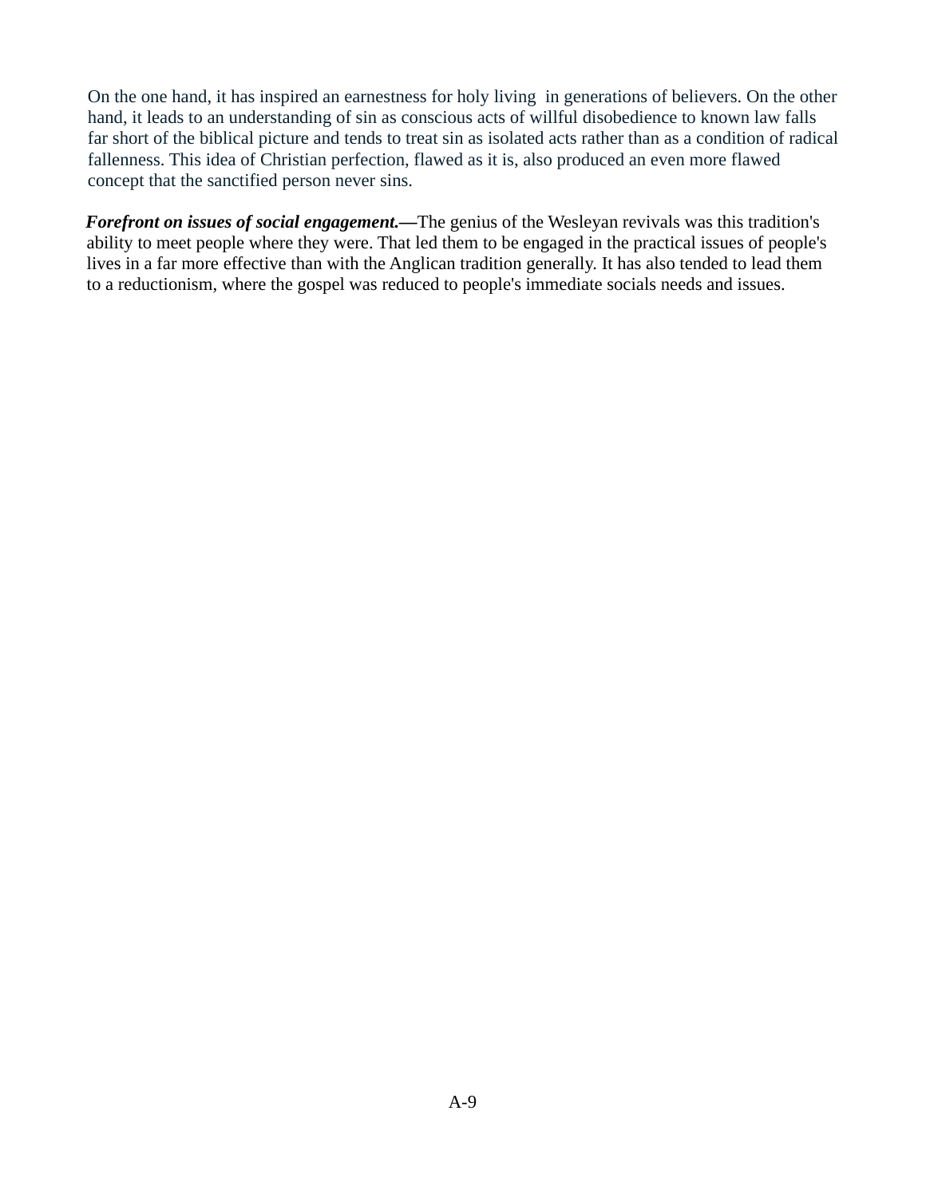On the one hand, it has inspired an earnestness for holy living in generations of believers. On the other hand, it leads to an understanding of sin as conscious acts of willful disobedience to known law falls far short of the biblical picture and tends to treat sin as isolated acts rather than as a condition of radical fallenness. This idea of Christian perfection, flawed as it is, also produced an even more flawed concept that the sanctified person never sins.

***Forefront on issues of social engagement.*—**The genius of the Wesleyan revivals was this tradition's ability to meet people where they were. That led them to be engaged in the practical issues of people's lives in a far more effective than with the Anglican tradition generally. It has also tended to lead them to a reductionism, where the gospel was reduced to people's immediate socials needs and issues.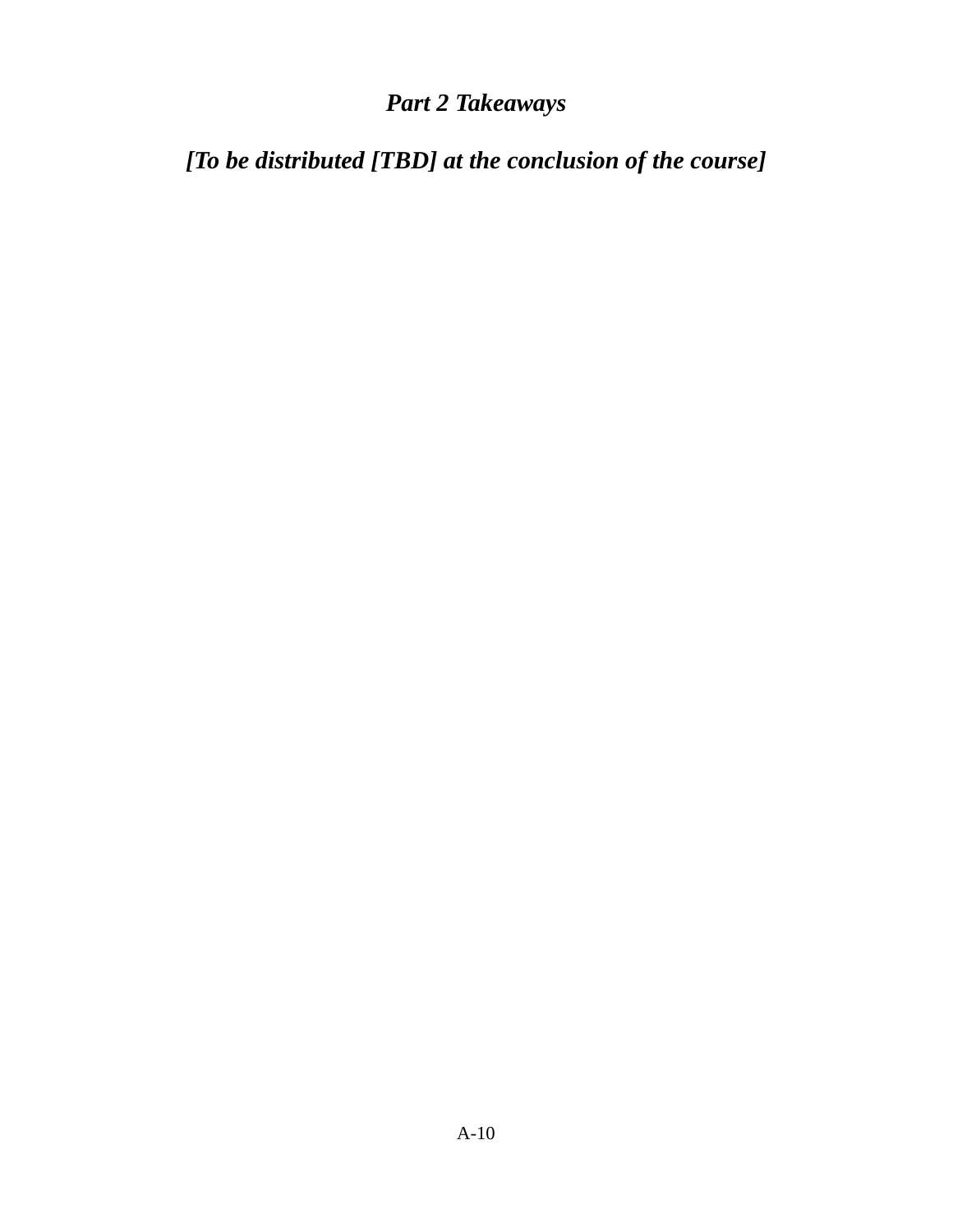***Part 2 Takeaways***

***[To be distributed [TBD] at the conclusion of the course]***